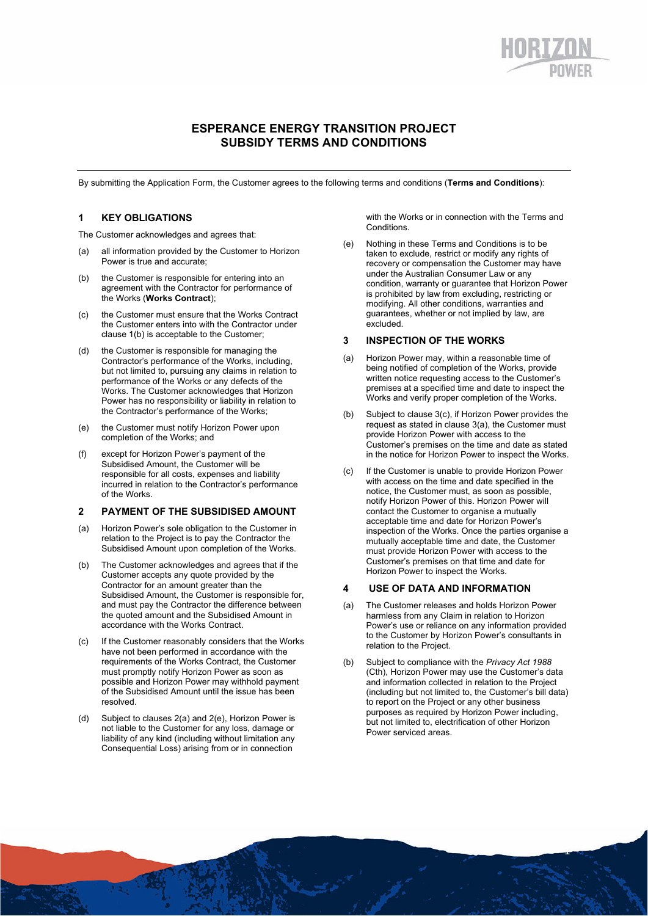# ESPERANCE ENERGY TRANSITION PROJECT SUBSIDY TERMS AND CONDITIONS

By submitting the Application Form, the Customer agrees to the following terms and conditions (**Terms and Conditions**):

## 1 KEY OBLIGATIONS

The Customer acknowledges and agrees that:

(a) all information provided by the Customer to Horizon Power is true and accurate;

(b) the Customer is responsible for entering into an agreement with the Contractor for performance of the Works (**Works Contract**);

(c) the Customer must ensure that the Works Contract the Customer enters into with the Contractor under clause 1(b) is acceptable to the Customer;

(d) the Customer is responsible for managing the Contractor's performance of the Works, including, but not limited to, pursuing any claims in relation to performance of the Works or any defects of the Works. The Customer acknowledges that Horizon Power has no responsibility or liability in relation to the Contractor's performance of the Works;

(e) the Customer must notify Horizon Power upon completion of the Works; and

(f) except for Horizon Power's payment of the Subsidised Amount, the Customer will be responsible for all costs, expenses and liability incurred in relation to the Contractor's performance of the Works.

## 2 PAYMENT OF THE SUBSIDISED AMOUNT

(a) Horizon Power's sole obligation to the Customer in relation to the Project is to pay the Contractor the Subsidised Amount upon completion of the Works.

(b) The Customer acknowledges and agrees that if the Customer accepts any quote provided by the Contractor for an amount greater than the Subsidised Amount, the Customer is responsible for, and must pay the Contractor the difference between the quoted amount and the Subsidised Amount in accordance with the Works Contract.

(c) If the Customer reasonably considers that the Works have not been performed in accordance with the requirements of the Works Contract, the Customer must promptly notify Horizon Power as soon as possible and Horizon Power may withhold payment of the Subsidised Amount until the issue has been resolved.

(d) Subject to clauses 2(a) and 2(e), Horizon Power is not liable to the Customer for any loss, damage or liability of any kind (including without limitation any Consequential Loss) arising from or in connection with the Works or in connection with the Terms and Conditions.

(e) Nothing in these Terms and Conditions is to be taken to exclude, restrict or modify any rights of recovery or compensation the Customer may have under the Australian Consumer Law or any condition, warranty or guarantee that Horizon Power is prohibited by law from excluding, restricting or modifying. All other conditions, warranties and guarantees, whether or not implied by law, are excluded.

## 3 INSPECTION OF THE WORKS

(a) Horizon Power may, within a reasonable time of being notified of completion of the Works, provide written notice requesting access to the Customer's premises at a specified time and date to inspect the Works and verify proper completion of the Works.

(b) Subject to clause 3(c), if Horizon Power provides the request as stated in clause 3(a), the Customer must provide Horizon Power with access to the Customer's premises on the time and date as stated in the notice for Horizon Power to inspect the Works.

(c) If the Customer is unable to provide Horizon Power with access on the time and date specified in the notice, the Customer must, as soon as possible, notify Horizon Power of this. Horizon Power will contact the Customer to organise a mutually acceptable time and date for Horizon Power's inspection of the Works. Once the parties organise a mutually acceptable time and date, the Customer must provide Horizon Power with access to the Customer's premises on that time and date for Horizon Power to inspect the Works.

## 4 USE OF DATA AND INFORMATION

(a) The Customer releases and holds Horizon Power harmless from any Claim in relation to Horizon Power's use or reliance on any information provided to the Customer by Horizon Power's consultants in relation to the Project.

(b) Subject to compliance with the *Privacy Act 1988* (Cth), Horizon Power may use the Customer's data and information collected in relation to the Project (including but not limited to, the Customer's bill data) to report on the Project or any other business purposes as required by Horizon Power including, but not limited to, electrification of other Horizon Power serviced areas.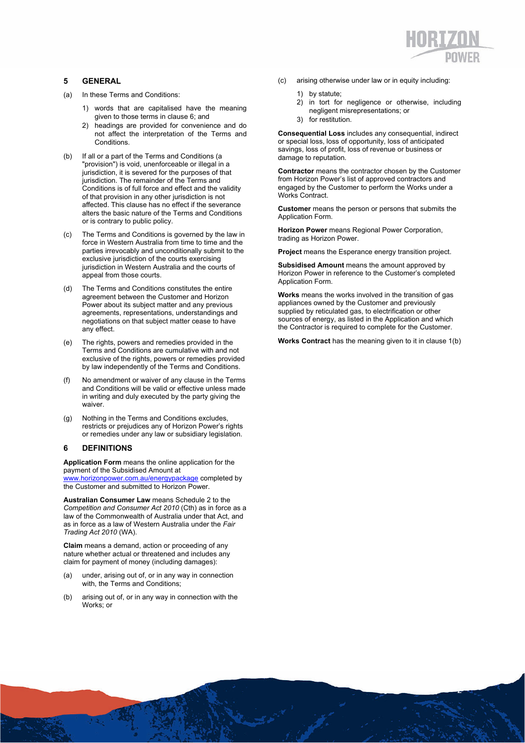## 5 GENERAL

(a) In these Terms and Conditions:

1) words that are capitalised have the meaning given to those terms in clause 6; and
2) headings are provided for convenience and do not affect the interpretation of the Terms and Conditions.

(b) If all or a part of the Terms and Conditions (a "provision") is void, unenforceable or illegal in a jurisdiction, it is severed for the purposes of that jurisdiction. The remainder of the Terms and Conditions is of full force and effect and the validity of that provision in any other jurisdiction is not affected. This clause has no effect if the severance alters the basic nature of the Terms and Conditions or is contrary to public policy.

(c) The Terms and Conditions is governed by the law in force in Western Australia from time to time and the parties irrevocably and unconditionally submit to the exclusive jurisdiction of the courts exercising jurisdiction in Western Australia and the courts of appeal from those courts.

(d) The Terms and Conditions constitutes the entire agreement between the Customer and Horizon Power about its subject matter and any previous agreements, representations, understandings and negotiations on that subject matter cease to have any effect.

(e) The rights, powers and remedies provided in the Terms and Conditions are cumulative with and not exclusive of the rights, powers or remedies provided by law independently of the Terms and Conditions.

(f) No amendment or waiver of any clause in the Terms and Conditions will be valid or effective unless made in writing and duly executed by the party giving the waiver.

(g) Nothing in the Terms and Conditions excludes, restricts or prejudices any of Horizon Power's rights or remedies under any law or subsidiary legislation.

## 6 DEFINITIONS

**Application Form** means the online application for the payment of the Subsidised Amount at [www.horizonpower.com.au/energypackage](http://www.horizonpower.com.au/energypackage) completed by the Customer and submitted to Horizon Power.

**Australian Consumer Law** means Schedule 2 to the *Competition and Consumer Act 2010* (Cth) as in force as a law of the Commonwealth of Australia under that Act, and as in force as a law of Western Australia under the *Fair Trading Act 2010* (WA).

**Claim** means a demand, action or proceeding of any nature whether actual or threatened and includes any claim for payment of money (including damages):

(a) under, arising out of, or in any way in connection with, the Terms and Conditions;

(b) arising out of, or in any way in connection with the Works; or

(c) arising otherwise under law or in equity including:

1) by statute;
2) in tort for negligence or otherwise, including negligent misrepresentations; or
3) for restitution.

**Consequential Loss** includes any consequential, indirect or special loss, loss of opportunity, loss of anticipated savings, loss of profit, loss of revenue or business or damage to reputation.

**Contractor** means the contractor chosen by the Customer from Horizon Power's list of approved contractors and engaged by the Customer to perform the Works under a Works Contract.

**Customer** means the person or persons that submits the Application Form.

**Horizon Power** means Regional Power Corporation, trading as Horizon Power.

**Project** means the Esperance energy transition project.

**Subsidised Amount** means the amount approved by Horizon Power in reference to the Customer's completed Application Form.

**Works** means the works involved in the transition of gas appliances owned by the Customer and previously supplied by reticulated gas, to electrification or other sources of energy, as listed in the Application and which the Contractor is required to complete for the Customer.

**Works Contract** has the meaning given to it in clause 1(b)